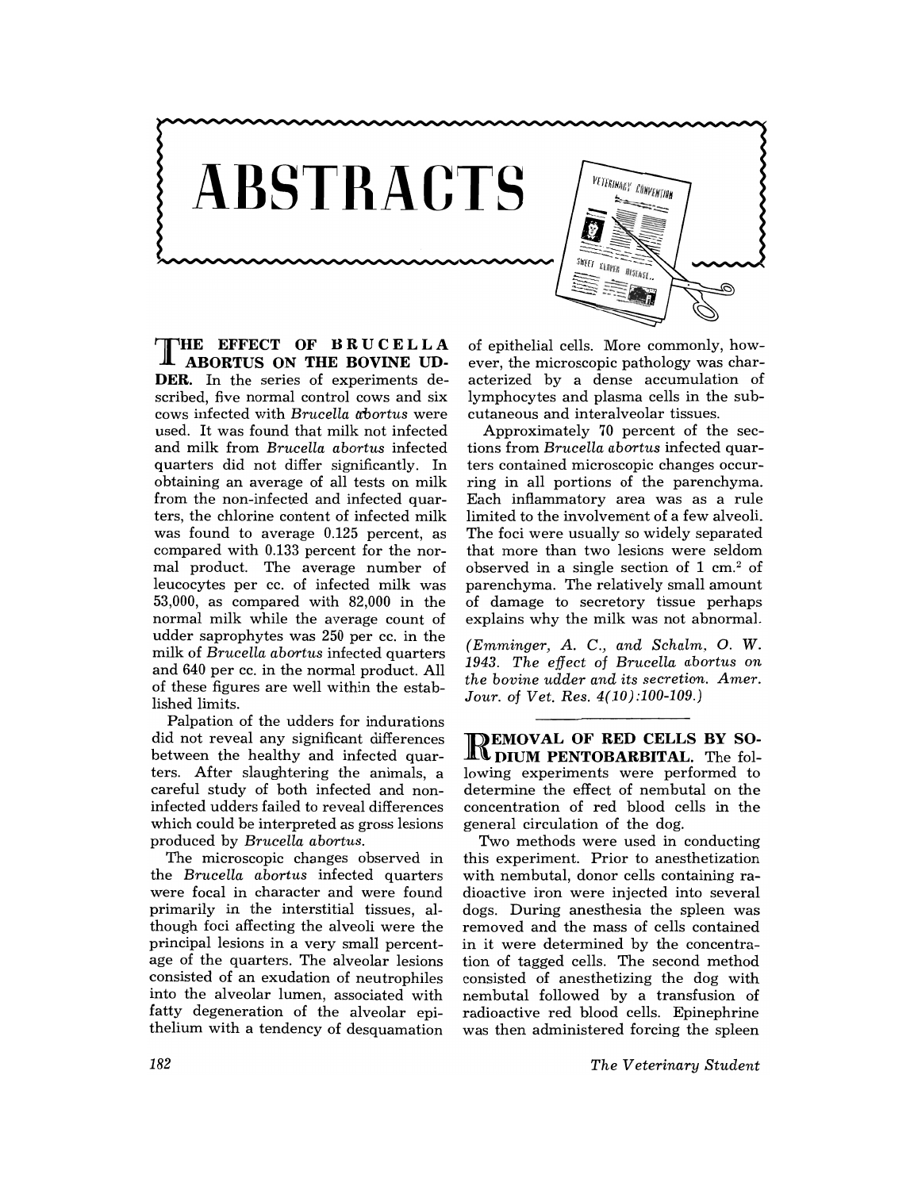# ABSTRACTS

**THE EFFECT OF BRUCELLA ABORTUS ON THE BOVINE UDDER.** In the series of experiments described, five normal control cows and six cows infected with *Brucella abortus* were used. It was found that milk not infected and milk from *Brucella abortus* infected quarters did not differ significantly. In obtaining an average of all tests on milk from the non-infected and infected quarters, the chlorine content of infected milk was found to average 0.125 percent, as compared with 0.133 percent for the normal product. The average number of leucocytes per cc. of infected milk was 53,000, as compared with 82,000 in the normal milk while the average count of udder saprophytes was 250 per cc. in the milk of *Brucella abortus* infected quarters and 640 per cc. in the normal product. All of these figures are well within the established limits.

Palpation of the udders for indurations did not reveal any significant differences between the healthy and infected quarters. After slaughtering the animals, a careful study of both infected and non-infected udders failed to reveal differences which could be interpreted as gross lesions produced by *Brucella abortus*.

The microscopic changes observed in the *Brucella abortus* infected quarters were focal in character and were found primarily in the interstitial tissues, although foci affecting the alveoli were the principal lesions in a very small percentage of the quarters. The alveolar lesions consisted of an exudation of neutrophiles into the alveolar lumen, associated with fatty degeneration of the alveolar epithelium with a tendency of desquamation of epithelial cells. More commonly, however, the microscopic pathology was characterized by a dense accumulation of lymphocytes and plasma cells in the subcutaneous and interalveolar tissues.

Approximately 70 percent of the sections from *Brucella abortus* infected quarters contained microscopic changes occurring in all portions of the parenchyma. Each inflammatory area was as a rule limited to the involvement of a few alveoli. The foci were usually so widely separated that more than two lesions were seldom observed in a single section of 1 $cm.^2$ of parenchyma. The relatively small amount of damage to secretory tissue perhaps explains why the milk was not abnormal.

*(Emminger, A. C., and Schalm, O. W. 1943. The effect of Brucella abortus on the bovine udder and its secretion. Amer. Jour. of Vet. Res. 4(10):100-109.)*

---

**REMOVAL OF RED CELLS BY SODIUM PENTOBARBITAL.** The following experiments were performed to determine the effect of nembutal on the concentration of red blood cells in the general circulation of the dog.

Two methods were used in conducting this experiment. Prior to anesthetization with nembutal, donor cells containing radioactive iron were injected into several dogs. During anesthesia the spleen was removed and the mass of cells contained in it were determined by the concentration of tagged cells. The second method consisted of anesthetizing the dog with nembutal followed by a transfusion of radioactive red blood cells. Epinephrine was then administered forcing the spleen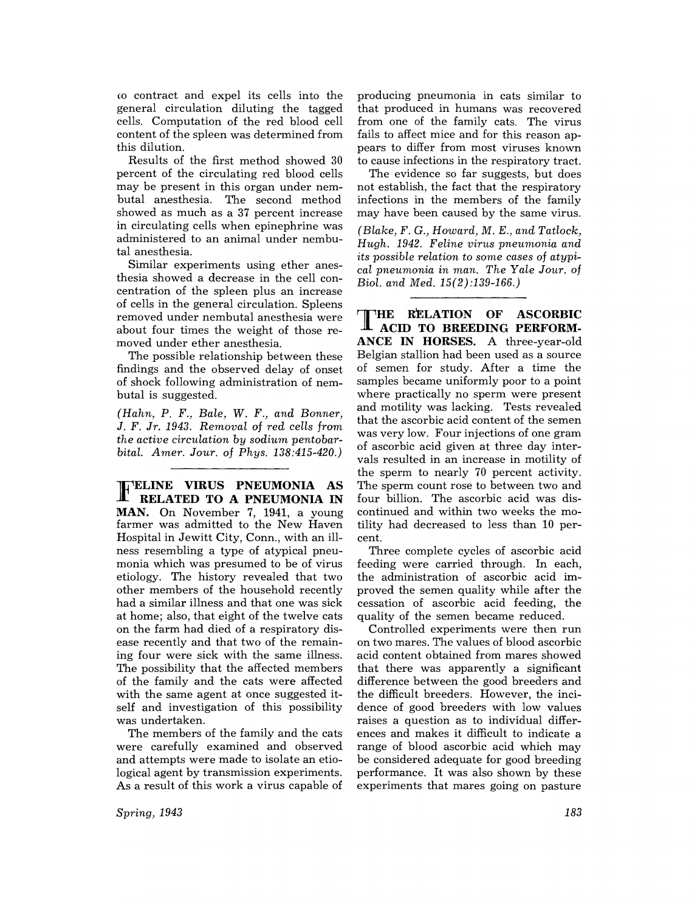to contract and expel its cells into the general circulation diluting the tagged cells. Computation of the red blood cell content of the spleen was determined from this dilution.

Results of the first method showed 30 percent of the circulating red blood cells may be present in this organ under nembutal anesthesia. The second method showed as much as a 37 percent increase in circulating cells when epinephrine was administered to an animal under nembutal anesthesia.

Similar experiments using ether anesthesia showed a decrease in the cell concentration of the spleen plus an increase of cells in the general circulation. Spleens removed under nembutal anesthesia were about four times the weight of those removed under ether anesthesia.

The possible relationship between these findings and the observed delay of onset of shock following administration of nembutal is suggested.

*(Hahn, P. F., Bale, W. F., and Bonner, J. F. Jr. 1943. Removal of red cells from the active circulation by sodium pentobarbital. Amer. Jour. of Phys. 138:415-420.)*

---

**FELINE VIRUS PNEUMONIA AS RELATED TO A PNEUMONIA IN MAN.** On November 7, 1941, a young farmer was admitted to the New Haven Hospital in Jewitt City, Conn., with an illness resembling a type of atypical pneumonia which was presumed to be of virus etiology. The history revealed that two other members of the household recently had a similar illness and that one was sick at home; also, that eight of the twelve cats on the farm had died of a respiratory disease recently and that two of the remaining four were sick with the same illness. The possibility that the affected members of the family and the cats were affected with the same agent at once suggested itself and investigation of this possibility was undertaken.

The members of the family and the cats were carefully examined and observed and attempts were made to isolate an etiological agent by transmission experiments. As a result of this work a virus capable of producing pneumonia in cats similar to that produced in humans was recovered from one of the family cats. The virus fails to affect mice and for this reason appears to differ from most viruses known to cause infections in the respiratory tract.

The evidence so far suggests, but does not establish, the fact that the respiratory infections in the members of the family may have been caused by the same virus.

*(Blake, F. G., Howard, M. E., and Tatlock, Hugh. 1942. Feline virus pneumonia and its possible relation to some cases of atypical pneumonia in man. The Yale Jour. of Biol. and Med. 15(2):139-166.)*

---

**THE RELATION OF ASCORBIC ACID TO BREEDING PERFORMANCE IN HORSES.** A three-year-old Belgian stallion had been used as a source of semen for study. After a time the samples became uniformly poor to a point where practically no sperm were present and motility was lacking. Tests revealed that the ascorbic acid content of the semen was very low. Four injections of one gram of ascorbic acid given at three day intervals resulted in an increase in motility of the sperm to nearly 70 percent activity. The sperm count rose to between two and four billion. The ascorbic acid was discontinued and within two weeks the motility had decreased to less than 10 percent.

Three complete cycles of ascorbic acid feeding were carried through. In each, the administration of ascorbic acid improved the semen quality while after the cessation of ascorbic acid feeding, the quality of the semen became reduced.

Controlled experiments were then run on two mares. The values of blood ascorbic acid content obtained from mares showed that there was apparently a significant difference between the good breeders and the difficult breeders. However, the incidence of good breeders with low values raises a question as to individual differences and makes it difficult to indicate a range of blood ascorbic acid which may be considered adequate for good breeding performance. It was also shown by these experiments that mares going on pasture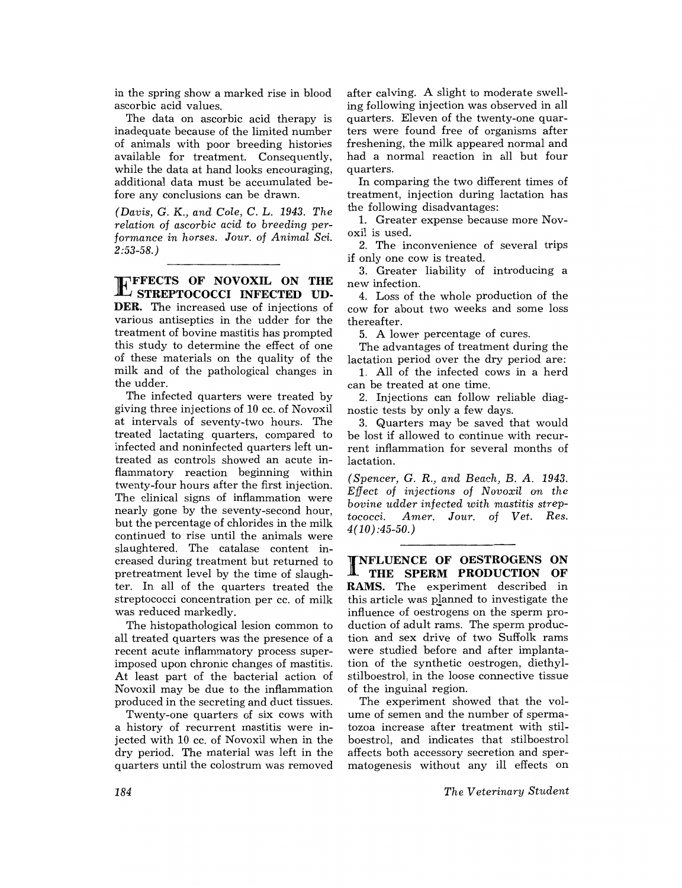in the spring show a marked rise in blood ascorbic acid values.

The data on ascorbic acid therapy is inadequate because of the limited number of animals with poor breeding histories available for treatment. Consequently, while the data at hand looks encouraging, additional data must be accumulated before any conclusions can be drawn.

*(Davis, G. K., and Cole, C. L. 1943. The relation of ascorbic acid to breeding performance in horses. Jour. of Animal Sci. 2:53-58.)*

---

**EFFECTS OF NOVOXIL ON THE STREPTOCOCCI INFECTED UDDER.** The increased use of injections of various antiseptics in the udder for the treatment of bovine mastitis has prompted this study to determine the effect of one of these materials on the quality of the milk and of the pathological changes in the udder.

The infected quarters were treated by giving three injections of 10 cc. of Novoxil at intervals of seventy-two hours. The treated lactating quarters, compared to infected and noninfected quarters left untreated as controls showed an acute inflammatory reaction beginning within twenty-four hours after the first injection. The clinical signs of inflammation were nearly gone by the seventy-second hour, but the percentage of chlorides in the milk continued to rise until the animals were slaughtered. The catalase content increased during treatment but returned to pretreatment level by the time of slaughter. In all of the quarters treated the streptococci concentration per cc. of milk was reduced markedly.

The histopathological lesion common to all treated quarters was the presence of a recent acute inflammatory process superimposed upon chronic changes of mastitis. At least part of the bacterial action of Novoxil may be due to the inflammation produced in the secreting and duct tissues.

Twenty-one quarters of six cows with a history of recurrent mastitis were injected with 10 cc. of Novoxil when in the dry period. The material was left in the quarters until the colostrum was removed after calving. A slight to moderate swelling following injection was observed in all quarters. Eleven of the twenty-one quarters were found free of organisms after freshening, the milk appeared normal and had a normal reaction in all but four quarters.

In comparing the two different times of treatment, injection during lactation has the following disadvantages:

1. Greater expense because more Novoxil is used.
2. The inconvenience of several trips if only one cow is treated.
3. Greater liability of introducing a new infection.
4. Loss of the whole production of the cow for about two weeks and some loss thereafter.
5. A lower percentage of cures.

The advantages of treatment during the lactation period over the dry period are:

1. All of the infected cows in a herd can be treated at one time.
2. Injections can follow reliable diagnostic tests by only a few days.
3. Quarters may be saved that would be lost if allowed to continue with recurrent inflammation for several months of lactation.

*(Spencer, G. R., and Beach, B. A. 1943. Effect of injections of Novoxil on the bovine udder infected with mastitis streptococci. Amer. Jour. of Vet. Res. 4(10):45-50.)*

---

**INFLUENCE OF OESTROGENS ON THE SPERM PRODUCTION OF RAMS.** The experiment described in this article was planned to investigate the influence of oestrogens on the sperm production of adult rams. The sperm production and sex drive of two Suffolk rams were studied before and after implantation of the synthetic oestrogen, diethylstilboestrol, in the loose connective tissue of the inguinal region.

The experiment showed that the volume of semen and the number of spermatozoa increase after treatment with stilboestrol, and indicates that stilboestrol affects both accessory secretion and spermatogenesis without any ill effects on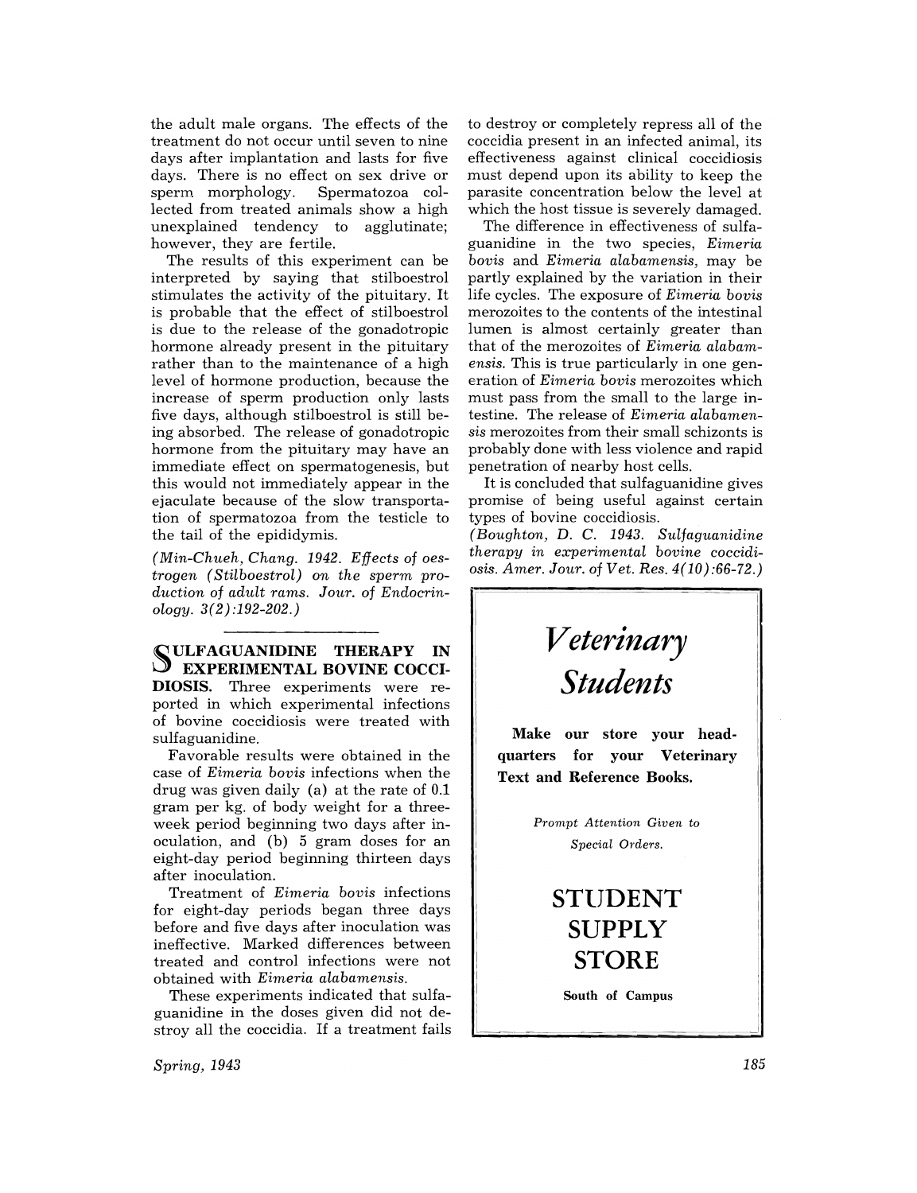the adult male organs. The effects of the treatment do not occur until seven to nine days after implantation and lasts for five days. There is no effect on sex drive or sperm morphology. Spermatozoa collected from treated animals show a high unexplained tendency to agglutinate; however, they are fertile.

The results of this experiment can be interpreted by saying that stilboestrol stimulates the activity of the pituitary. It is probable that the effect of stilboestrol is due to the release of the gonadotropic hormone already present in the pituitary rather than to the maintenance of a high level of hormone production, because the increase of sperm production only lasts five days, although stilboestrol is still being absorbed. The release of gonadotropic hormone from the pituitary may have an immediate effect on spermatogenesis, but this would not immediately appear in the ejaculate because of the slow transportation of spermatozoa from the testicle to the tail of the epididymis.

*(Min-Chueh, Chang. 1942. Effects of oestrogen (Stilboestrol) on the sperm production of adult rams. Jour. of Endocrinology. 3(2):192-202.)*

---

**SULFAGUANIDINE THERAPY IN EXPERIMENTAL BOVINE COCCIDIOSIS.** Three experiments were reported in which experimental infections of bovine coccidiosis were treated with sulfaguanidine.

Favorable results were obtained in the case of *Eimeria bovis* infections when the drug was given daily (a) at the rate of 0.1 gram per kg. of body weight for a three-week period beginning two days after inoculation, and (b) 5 gram doses for an eight-day period beginning thirteen days after inoculation.

Treatment of *Eimeria bovis* infections for eight-day periods began three days before and five days after inoculation was ineffective. Marked differences between treated and control infections were not obtained with *Eimeria alabamensis.*

These experiments indicated that sulfaguanidine in the doses given did not destroy all the coccidia. If a treatment fails to destroy or completely repress all of the coccidia present in an infected animal, its effectiveness against clinical coccidiosis must depend upon its ability to keep the parasite concentration below the level at which the host tissue is severely damaged.

The difference in effectiveness of sulfaguanidine in the two species, *Eimeria bovis* and *Eimeria alabamensis,* may be partly explained by the variation in their life cycles. The exposure of *Eimeria bovis* merozoites to the contents of the intestinal lumen is almost certainly greater than that of the merozoites of *Eimeria alabamensis.* This is true particularly in one generation of *Eimeria bovis* merozoites which must pass from the small to the large intestine. The release of *Eimeria alabamensis* merozoites from their small schizonts is probably done with less violence and rapid penetration of nearby host cells.

It is concluded that sulfaguanidine gives promise of being useful against certain types of bovine coccidiosis.

*(Boughton, D. C. 1943. Sulfaguanidine therapy in experimental bovine coccidiosis. Amer. Jour. of Vet. Res. 4(10):66-72.)*

---

*Veterinary Students*

**Make our store your headquarters for your Veterinary Text and Reference Books.**

*Prompt Attention Given to Special Orders.*

**STUDENT SUPPLY STORE**

**South of Campus**